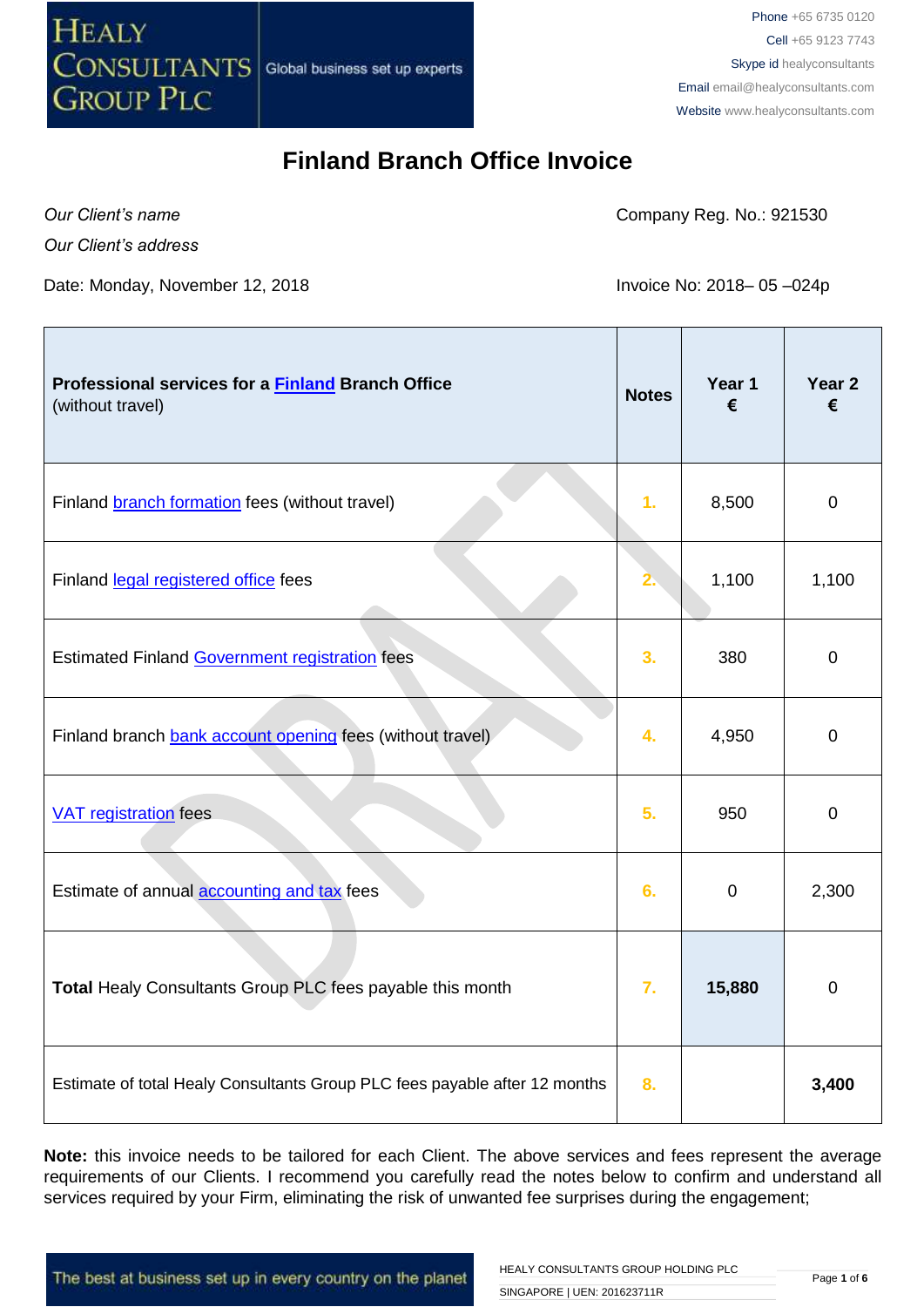HEALY CONSULTANTS GROUP PLC | Global business set up experts

Phone +65 6735 0120
Cell +65 9123 7743
Skype id healyconsultants
Email email@healyconsultants.com
Website www.healyconsultants.com

# Finland Branch Office Invoice

*Our Client's name*

*Our Client's address*

Company Reg. No.: 921530

Date: Monday, November 12, 2018

Invoice No: 2018– 05 –024p

| **Professional services for a Finland Branch Office** (without travel) | **Notes** | **Year 1 €** | **Year 2 €** |
|---|---|---|---|
| Finland branch formation fees (without travel) | 1. | 8,500 | 0 |
| Finland legal registered office fees | 2. | 1,100 | 1,100 |
| Estimated Finland Government registration fees | 3. | 380 | 0 |
| Finland branch bank account opening fees (without travel) | 4. | 4,950 | 0 |
| VAT registration fees | 5. | 950 | 0 |
| Estimate of annual accounting and tax fees | 6. | 0 | 2,300 |
| **Total** Healy Consultants Group PLC fees payable this month | 7. | **15,880** | 0 |
| Estimate of total Healy Consultants Group PLC fees payable after 12 months | 8. | | **3,400** |

**Note:** this invoice needs to be tailored for each Client. The above services and fees represent the average requirements of our Clients. I recommend you carefully read the notes below to confirm and understand all services required by your Firm, eliminating the risk of unwanted fee surprises during the engagement;

The best at business set up in every country on the planet

HEALY CONSULTANTS GROUP HOLDING PLC
SINGAPORE | UEN: 201623711R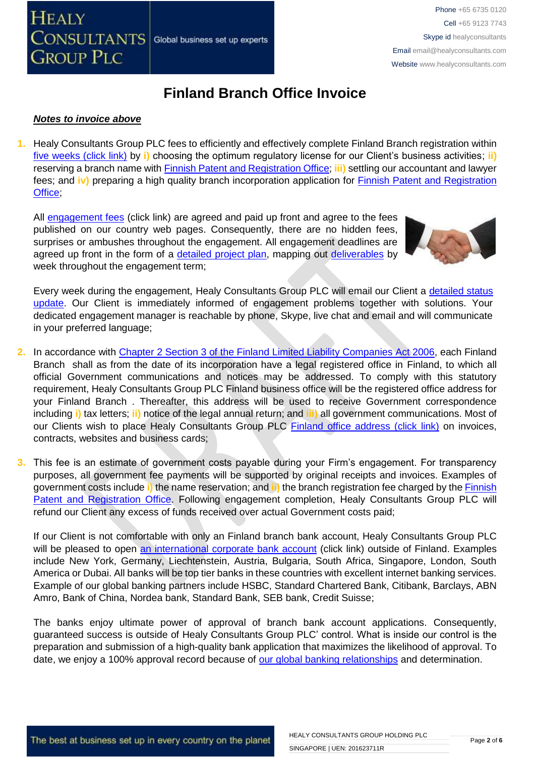# Finland Branch Office Invoice

***Notes to invoice above***

1. Healy Consultants Group PLC fees to efficiently and effectively complete Finland Branch registration within five weeks (click link) by **i)** choosing the optimum regulatory license for our Client's business activities; **ii)** reserving a branch name with Finnish Patent and Registration Office; **iii)** settling our accountant and lawyer fees; and **iv)** preparing a high quality branch incorporation application for Finnish Patent and Registration Office;

   All engagement fees (click link) are agreed and paid up front and agree to the fees published on our country web pages. Consequently, there are no hidden fees, surprises or ambushes throughout the engagement. All engagement deadlines are agreed up front in the form of a detailed project plan, mapping out deliverables by week throughout the engagement term;

   Every week during the engagement, Healy Consultants Group PLC will email our Client a detailed status update. Our Client is immediately informed of engagement problems together with solutions. Your dedicated engagement manager is reachable by phone, Skype, live chat and email and will communicate in your preferred language;

2. In accordance with Chapter 2 Section 3 of the Finland Limited Liability Companies Act 2006, each Finland Branch shall as from the date of its incorporation have a legal registered office in Finland, to which all official Government communications and notices may be addressed. To comply with this statutory requirement, Healy Consultants Group PLC Finland business office will be the registered office address for your Finland Branch . Thereafter, this address will be used to receive Government correspondence including **i)** tax letters; **ii)** notice of the legal annual return; and **iii)** all government communications. Most of our Clients wish to place Healy Consultants Group PLC Finland office address (click link) on invoices, contracts, websites and business cards;

3. This fee is an estimate of government costs payable during your Firm's engagement. For transparency purposes, all government fee payments will be supported by original receipts and invoices. Examples of government costs include **i)** the name reservation; and **ii)** the branch registration fee charged by the Finnish Patent and Registration Office. Following engagement completion, Healy Consultants Group PLC will refund our Client any excess of funds received over actual Government costs paid;

   If our Client is not comfortable with only an Finland branch bank account, Healy Consultants Group PLC will be pleased to open an international corporate bank account (click link) outside of Finland. Examples include New York, Germany, Liechtenstein, Austria, Bulgaria, South Africa, Singapore, London, South America or Dubai. All banks will be top tier banks in these countries with excellent internet banking services. Example of our global banking partners include HSBC, Standard Chartered Bank, Citibank, Barclays, ABN Amro, Bank of China, Nordea bank, Standard Bank, SEB bank, Credit Suisse;

   The banks enjoy ultimate power of approval of branch bank account applications. Consequently, guaranteed success is outside of Healy Consultants Group PLC' control. What is inside our control is the preparation and submission of a high-quality bank application that maximizes the likelihood of approval. To date, we enjoy a 100% approval record because of our global banking relationships and determination.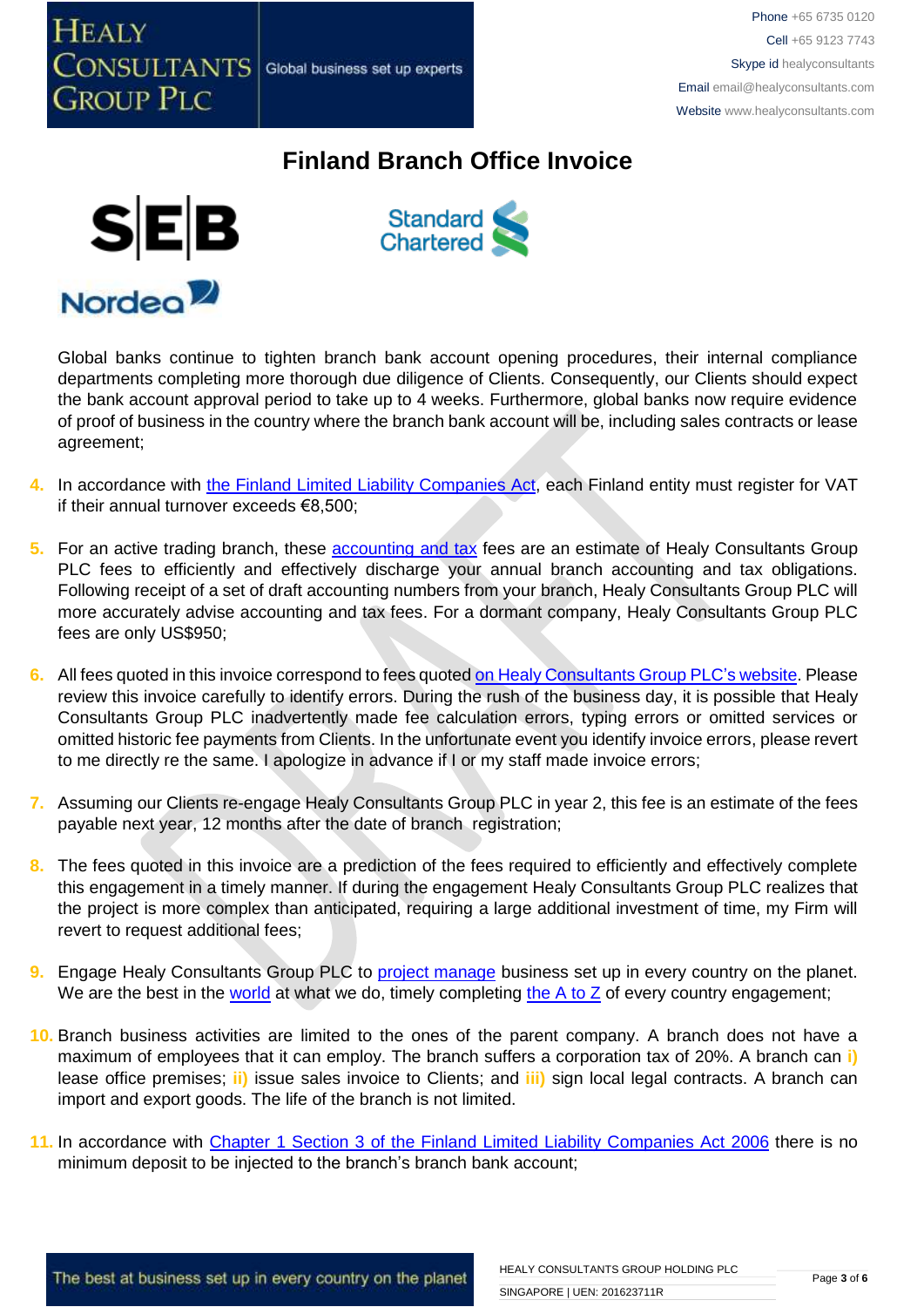# Finland Branch Office Invoice

Global banks continue to tighten branch bank account opening procedures, their internal compliance departments completing more thorough due diligence of Clients. Consequently, our Clients should expect the bank account approval period to take up to 4 weeks. Furthermore, global banks now require evidence of proof of business in the country where the branch bank account will be, including sales contracts or lease agreement;

4. In accordance with the Finland Limited Liability Companies Act, each Finland entity must register for VAT if their annual turnover exceeds €8,500;

5. For an active trading branch, these accounting and tax fees are an estimate of Healy Consultants Group PLC fees to efficiently and effectively discharge your annual branch accounting and tax obligations. Following receipt of a set of draft accounting numbers from your branch, Healy Consultants Group PLC will more accurately advise accounting and tax fees. For a dormant company, Healy Consultants Group PLC fees are only US$950;

6. All fees quoted in this invoice correspond to fees quoted on Healy Consultants Group PLC's website. Please review this invoice carefully to identify errors. During the rush of the business day, it is possible that Healy Consultants Group PLC inadvertently made fee calculation errors, typing errors or omitted services or omitted historic fee payments from Clients. In the unfortunate event you identify invoice errors, please revert to me directly re the same. I apologize in advance if I or my staff made invoice errors;

7. Assuming our Clients re-engage Healy Consultants Group PLC in year 2, this fee is an estimate of the fees payable next year, 12 months after the date of branch registration;

8. The fees quoted in this invoice are a prediction of the fees required to efficiently and effectively complete this engagement in a timely manner. If during the engagement Healy Consultants Group PLC realizes that the project is more complex than anticipated, requiring a large additional investment of time, my Firm will revert to request additional fees;

9. Engage Healy Consultants Group PLC to project manage business set up in every country on the planet. We are the best in the world at what we do, timely completing the A to Z of every country engagement;

10. Branch business activities are limited to the ones of the parent company. A branch does not have a maximum of employees that it can employ. The branch suffers a corporation tax of 20%. A branch can **i)** lease office premises; **ii)** issue sales invoice to Clients; and **iii)** sign local legal contracts. A branch can import and export goods. The life of the branch is not limited.

11. In accordance with Chapter 1 Section 3 of the Finland Limited Liability Companies Act 2006 there is no minimum deposit to be injected to the branch's branch bank account;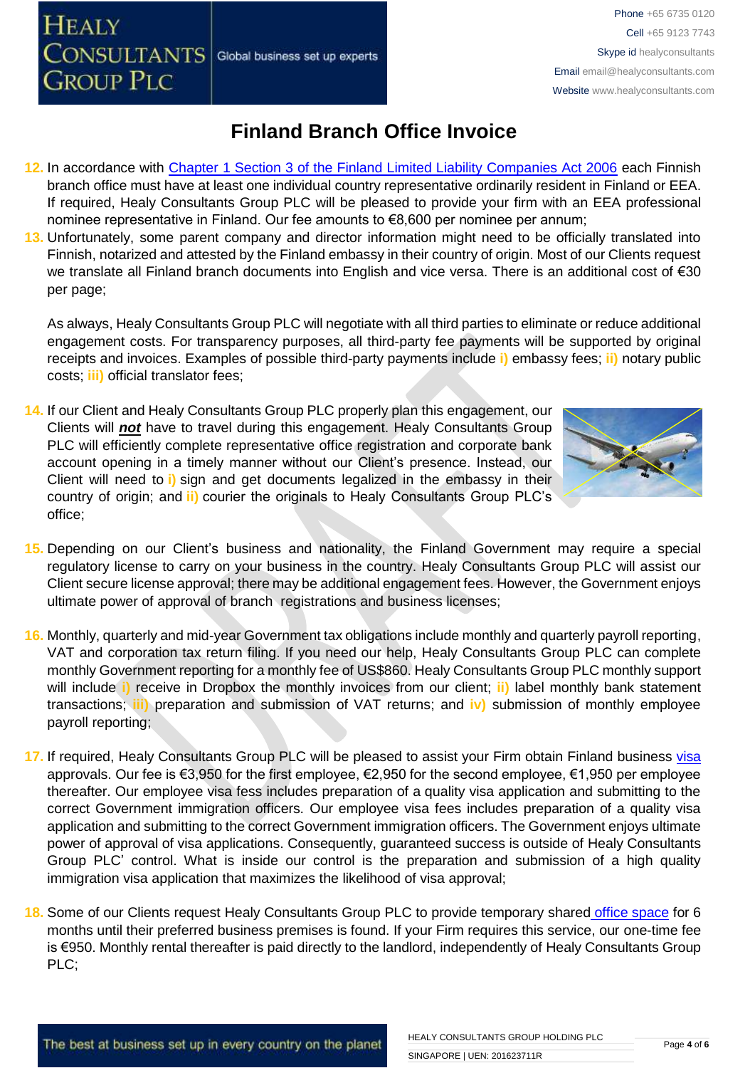# Finland Branch Office Invoice

12. In accordance with Chapter 1 Section 3 of the Finland Limited Liability Companies Act 2006 each Finnish branch office must have at least one individual country representative ordinarily resident in Finland or EEA. If required, Healy Consultants Group PLC will be pleased to provide your firm with an EEA professional nominee representative in Finland. Our fee amounts to €8,600 per nominee per annum;

13. Unfortunately, some parent company and director information might need to be officially translated into Finnish, notarized and attested by the Finland embassy in their country of origin. Most of our Clients request we translate all Finland branch documents into English and vice versa. There is an additional cost of €30 per page;

    As always, Healy Consultants Group PLC will negotiate with all third parties to eliminate or reduce additional engagement costs. For transparency purposes, all third-party fee payments will be supported by original receipts and invoices. Examples of possible third-party payments include **i)** embassy fees; **ii)** notary public costs; **iii)** official translator fees;

14. If our Client and Healy Consultants Group PLC properly plan this engagement, our Clients will ***not*** have to travel during this engagement. Healy Consultants Group PLC will efficiently complete representative office registration and corporate bank account opening in a timely manner without our Client's presence. Instead, our Client will need to **i)** sign and get documents legalized in the embassy in their country of origin; and **ii)** courier the originals to Healy Consultants Group PLC's office;

15. Depending on our Client's business and nationality, the Finland Government may require a special regulatory license to carry on your business in the country. Healy Consultants Group PLC will assist our Client secure license approval; there may be additional engagement fees. However, the Government enjoys ultimate power of approval of branch registrations and business licenses;

16. Monthly, quarterly and mid-year Government tax obligations include monthly and quarterly payroll reporting, VAT and corporation tax return filing. If you need our help, Healy Consultants Group PLC can complete monthly Government reporting for a monthly fee of US$860. Healy Consultants Group PLC monthly support will include **i)** receive in Dropbox the monthly invoices from our client; **ii)** label monthly bank statement transactions; **iii)** preparation and submission of VAT returns; and **iv)** submission of monthly employee payroll reporting;

17. If required, Healy Consultants Group PLC will be pleased to assist your Firm obtain Finland business visa approvals. Our fee is €3,950 for the first employee, €2,950 for the second employee, €1,950 per employee thereafter. Our employee visa fess includes preparation of a quality visa application and submitting to the correct Government immigration officers. Our employee visa fees includes preparation of a quality visa application and submitting to the correct Government immigration officers. The Government enjoys ultimate power of approval of visa applications. Consequently, guaranteed success is outside of Healy Consultants Group PLC' control. What is inside our control is the preparation and submission of a high quality immigration visa application that maximizes the likelihood of visa approval;

18. Some of our Clients request Healy Consultants Group PLC to provide temporary shared office space for 6 months until their preferred business premises is found. If your Firm requires this service, our one-time fee is €950. Monthly rental thereafter is paid directly to the landlord, independently of Healy Consultants Group PLC;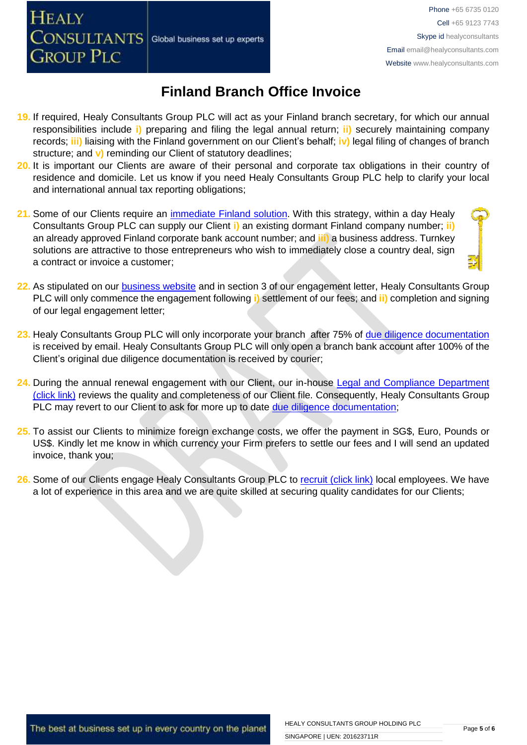# Finland Branch Office Invoice

19. If required, Healy Consultants Group PLC will act as your Finland branch secretary, for which our annual responsibilities include **i)** preparing and filing the legal annual return; **ii)** securely maintaining company records; **iii)** liaising with the Finland government on our Client's behalf; **iv)** legal filing of changes of branch structure; and **v)** reminding our Client of statutory deadlines;
20. It is important our Clients are aware of their personal and corporate tax obligations in their country of residence and domicile. Let us know if you need Healy Consultants Group PLC help to clarify your local and international annual tax reporting obligations;
21. Some of our Clients require an immediate Finland solution. With this strategy, within a day Healy Consultants Group PLC can supply our Client **i)** an existing dormant Finland company number; **ii)** an already approved Finland corporate bank account number; and **iii)** a business address. Turnkey solutions are attractive to those entrepreneurs who wish to immediately close a country deal, sign a contract or invoice a customer;
22. As stipulated on our business website and in section 3 of our engagement letter, Healy Consultants Group PLC will only commence the engagement following **i)** settlement of our fees; and **ii)** completion and signing of our legal engagement letter;
23. Healy Consultants Group PLC will only incorporate your branch after 75% of due diligence documentation is received by email. Healy Consultants Group PLC will only open a branch bank account after 100% of the Client's original due diligence documentation is received by courier;
24. During the annual renewal engagement with our Client, our in-house Legal and Compliance Department (click link) reviews the quality and completeness of our Client file. Consequently, Healy Consultants Group PLC may revert to our Client to ask for more up to date due diligence documentation;
25. To assist our Clients to minimize foreign exchange costs, we offer the payment in SG$, Euro, Pounds or US$. Kindly let me know in which currency your Firm prefers to settle our fees and I will send an updated invoice, thank you;
26. Some of our Clients engage Healy Consultants Group PLC to recruit (click link) local employees. We have a lot of experience in this area and we are quite skilled at securing quality candidates for our Clients;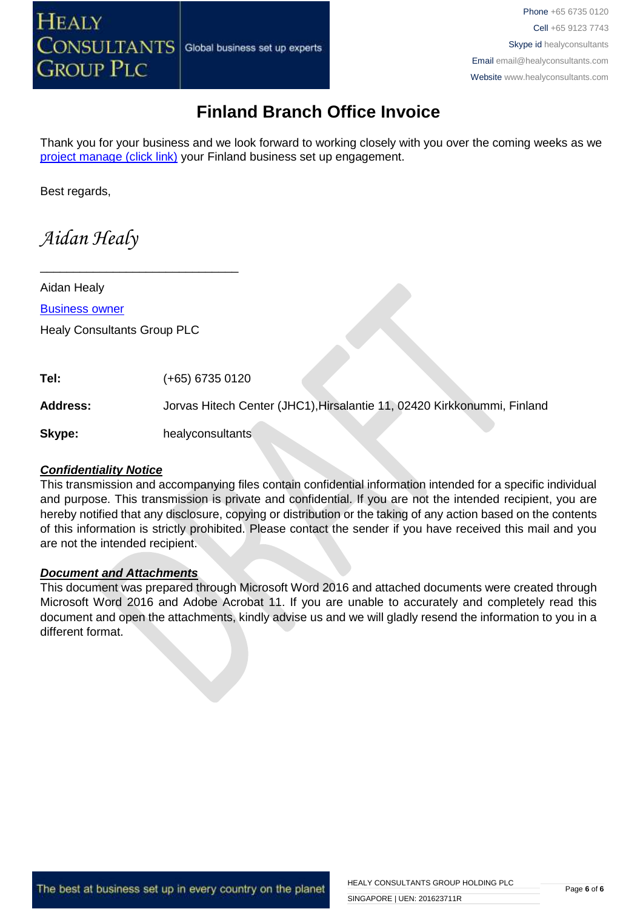# Finland Branch Office Invoice

Thank you for your business and we look forward to working closely with you over the coming weeks as we project manage (click link) your Finland business set up engagement.

Best regards,

*Aidan Healy*

______________________________

Aidan Healy

Business owner

Healy Consultants Group PLC

| | |
|---|---|
| **Tel:** | (+65) 6735 0120 |
| **Address:** | Jorvas Hitech Center (JHC1),Hirsalantie 11, 02420 Kirkkonummi, Finland |
| **Skype:** | healyconsultants |

***Confidentiality Notice***

This transmission and accompanying files contain confidential information intended for a specific individual and purpose. This transmission is private and confidential. If you are not the intended recipient, you are hereby notified that any disclosure, copying or distribution or the taking of any action based on the contents of this information is strictly prohibited. Please contact the sender if you have received this mail and you are not the intended recipient.

***Document and Attachments***

This document was prepared through Microsoft Word 2016 and attached documents were created through Microsoft Word 2016 and Adobe Acrobat 11. If you are unable to accurately and completely read this document and open the attachments, kindly advise us and we will gladly resend the information to you in a different format.